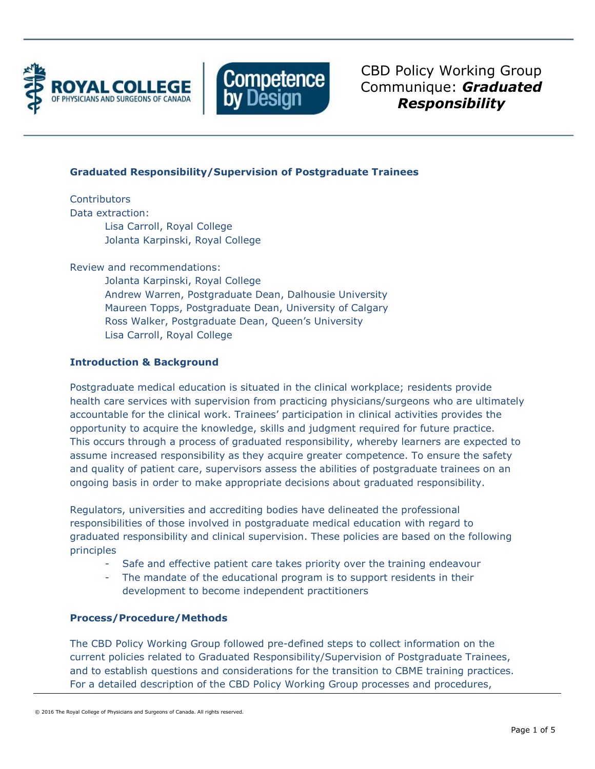# CBD Policy Working Group Communique: ***Graduated Responsibility***

## Graduated Responsibility/Supervision of Postgraduate Trainees

Contributors

Data extraction:

- Lisa Carroll, Royal College
- Jolanta Karpinski, Royal College

Review and recommendations:

- Jolanta Karpinski, Royal College
- Andrew Warren, Postgraduate Dean, Dalhousie University
- Maureen Topps, Postgraduate Dean, University of Calgary
- Ross Walker, Postgraduate Dean, Queen's University
- Lisa Carroll, Royal College

## Introduction & Background

Postgraduate medical education is situated in the clinical workplace; residents provide health care services with supervision from practicing physicians/surgeons who are ultimately accountable for the clinical work. Trainees' participation in clinical activities provides the opportunity to acquire the knowledge, skills and judgment required for future practice. This occurs through a process of graduated responsibility, whereby learners are expected to assume increased responsibility as they acquire greater competence. To ensure the safety and quality of patient care, supervisors assess the abilities of postgraduate trainees on an ongoing basis in order to make appropriate decisions about graduated responsibility.

Regulators, universities and accrediting bodies have delineated the professional responsibilities of those involved in postgraduate medical education with regard to graduated responsibility and clinical supervision. These policies are based on the following principles

- Safe and effective patient care takes priority over the training endeavour
- The mandate of the educational program is to support residents in their development to become independent practitioners

## Process/Procedure/Methods

The CBD Policy Working Group followed pre-defined steps to collect information on the current policies related to Graduated Responsibility/Supervision of Postgraduate Trainees, and to establish questions and considerations for the transition to CBME training practices. For a detailed description of the CBD Policy Working Group processes and procedures,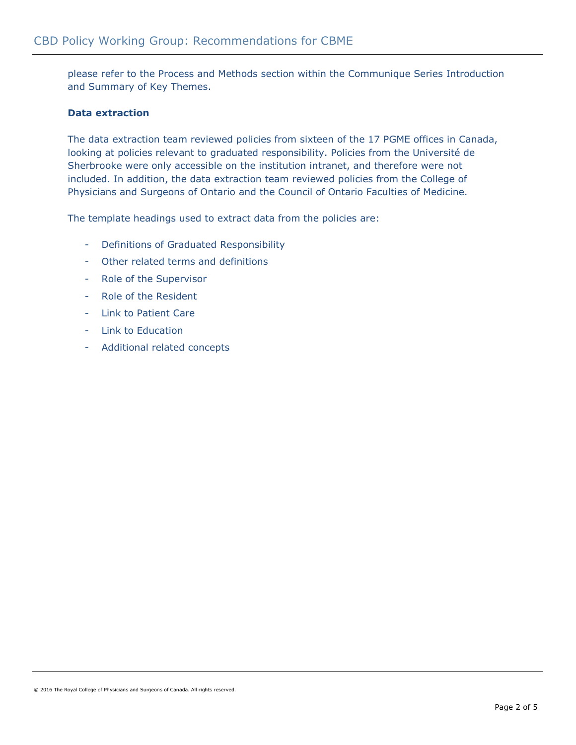please refer to the Process and Methods section within the Communique Series Introduction and Summary of Key Themes.

**Data extraction**

The data extraction team reviewed policies from sixteen of the 17 PGME offices in Canada, looking at policies relevant to graduated responsibility. Policies from the Université de Sherbrooke were only accessible on the institution intranet, and therefore were not included. In addition, the data extraction team reviewed policies from the College of Physicians and Surgeons of Ontario and the Council of Ontario Faculties of Medicine.

The template headings used to extract data from the policies are:

- Definitions of Graduated Responsibility
- Other related terms and definitions
- Role of the Supervisor
- Role of the Resident
- Link to Patient Care
- Link to Education
- Additional related concepts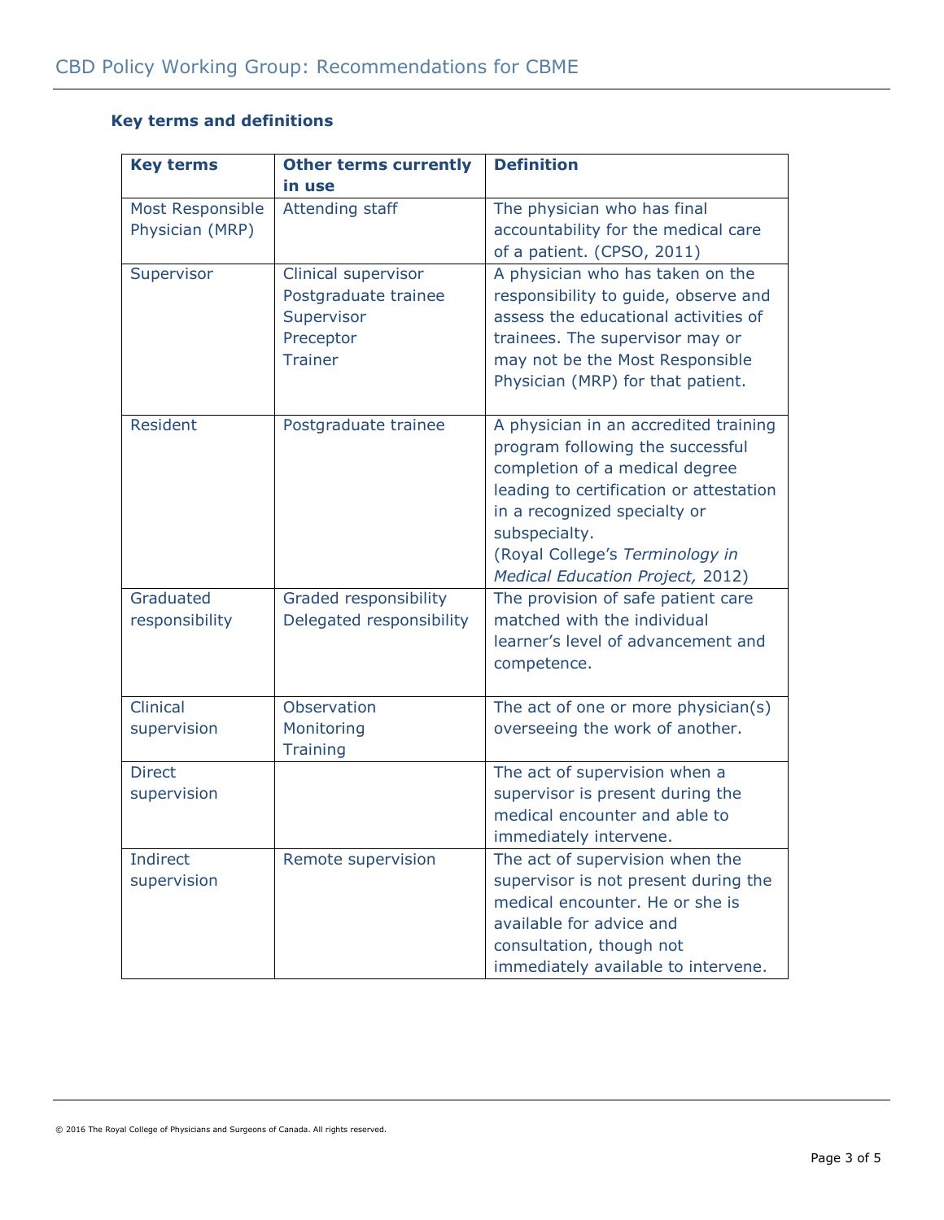### Key terms and definitions

| Key terms | Other terms currently in use | Definition |
|---|---|---|
| Most Responsible Physician (MRP) | Attending staff | The physician who has final accountability for the medical care of a patient. (CPSO, 2011) |
| Supervisor | Clinical supervisor<br>Postgraduate trainee Supervisor<br>Preceptor<br>Trainer | A physician who has taken on the responsibility to guide, observe and assess the educational activities of trainees. The supervisor may or may not be the Most Responsible Physician (MRP) for that patient. |
| Resident | Postgraduate trainee | A physician in an accredited training program following the successful completion of a medical degree leading to certification or attestation in a recognized specialty or subspecialty.<br>(Royal College's *Terminology in Medical Education Project,* 2012) |
| Graduated responsibility | Graded responsibility<br>Delegated responsibility | The provision of safe patient care matched with the individual learner's level of advancement and competence. |
| Clinical supervision | Observation<br>Monitoring<br>Training | The act of one or more physician(s) overseeing the work of another. |
| Direct supervision | | The act of supervision when a supervisor is present during the medical encounter and able to immediately intervene. |
| Indirect supervision | Remote supervision | The act of supervision when the supervisor is not present during the medical encounter. He or she is available for advice and consultation, though not immediately available to intervene. |

© 2016 The Royal College of Physicians and Surgeons of Canada. All rights reserved.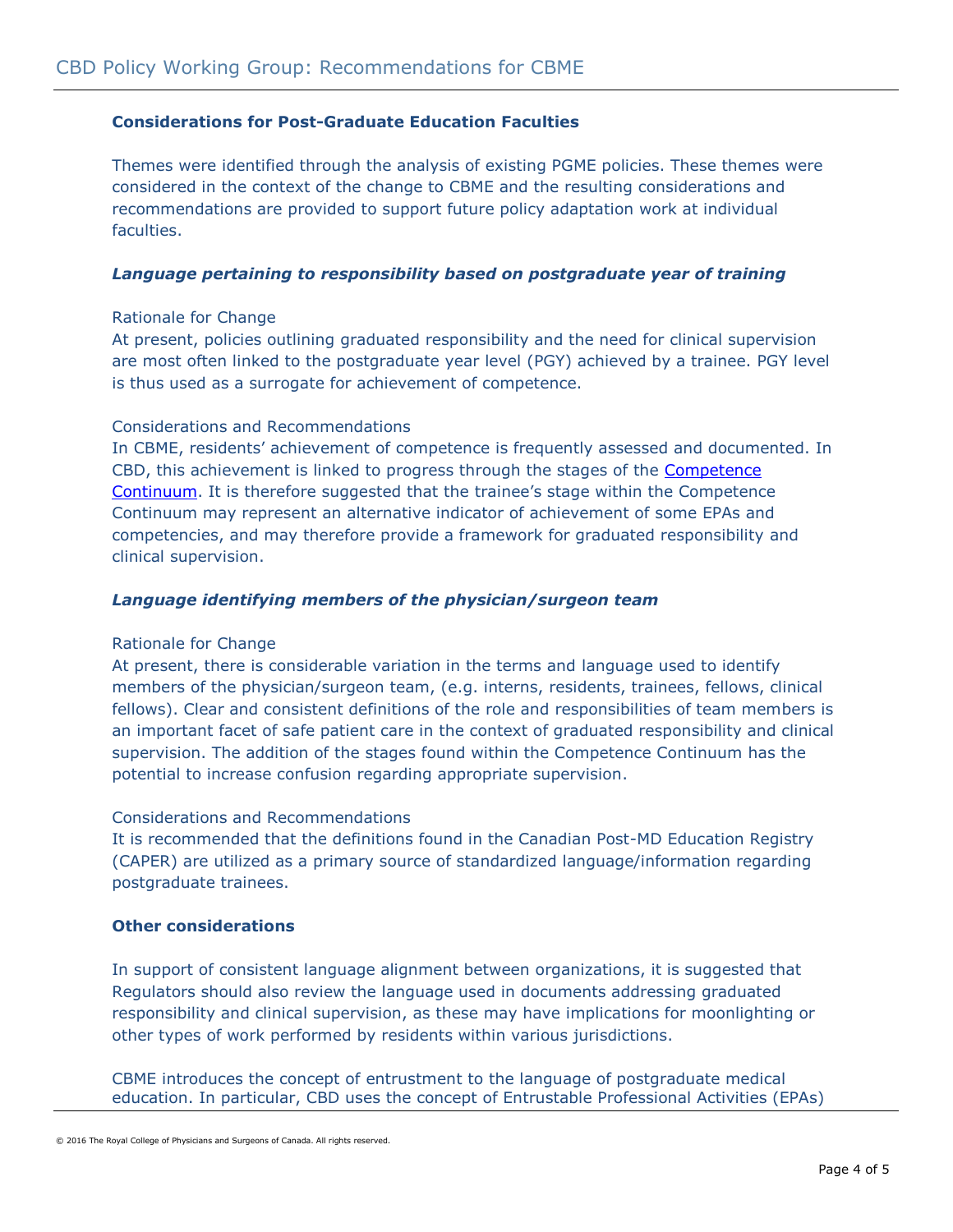### Considerations for Post-Graduate Education Faculties

Themes were identified through the analysis of existing PGME policies. These themes were considered in the context of the change to CBME and the resulting considerations and recommendations are provided to support future policy adaptation work at individual faculties.

#### *Language pertaining to responsibility based on postgraduate year of training*

Rationale for Change

At present, policies outlining graduated responsibility and the need for clinical supervision are most often linked to the postgraduate year level (PGY) achieved by a trainee. PGY level is thus used as a surrogate for achievement of competence.

Considerations and Recommendations

In CBME, residents' achievement of competence is frequently assessed and documented. In CBD, this achievement is linked to progress through the stages of the [Competence Continuum](). It is therefore suggested that the trainee's stage within the Competence Continuum may represent an alternative indicator of achievement of some EPAs and competencies, and may therefore provide a framework for graduated responsibility and clinical supervision.

#### *Language identifying members of the physician/surgeon team*

Rationale for Change

At present, there is considerable variation in the terms and language used to identify members of the physician/surgeon team, (e.g. interns, residents, trainees, fellows, clinical fellows). Clear and consistent definitions of the role and responsibilities of team members is an important facet of safe patient care in the context of graduated responsibility and clinical supervision. The addition of the stages found within the Competence Continuum has the potential to increase confusion regarding appropriate supervision.

Considerations and Recommendations

It is recommended that the definitions found in the Canadian Post-MD Education Registry (CAPER) are utilized as a primary source of standardized language/information regarding postgraduate trainees.

### Other considerations

In support of consistent language alignment between organizations, it is suggested that Regulators should also review the language used in documents addressing graduated responsibility and clinical supervision, as these may have implications for moonlighting or other types of work performed by residents within various jurisdictions.

CBME introduces the concept of entrustment to the language of postgraduate medical education. In particular, CBD uses the concept of Entrustable Professional Activities (EPAs)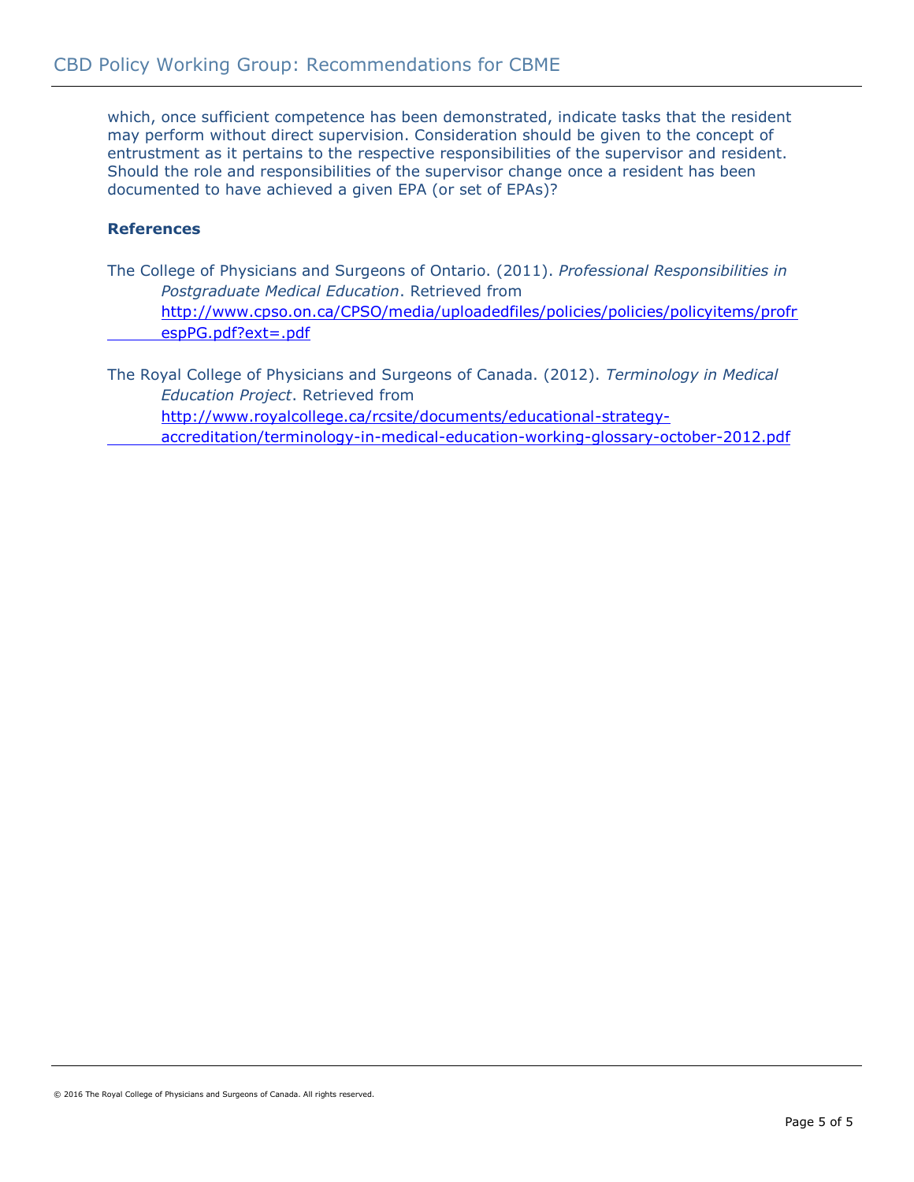which, once sufficient competence has been demonstrated, indicate tasks that the resident may perform without direct supervision. Consideration should be given to the concept of entrustment as it pertains to the respective responsibilities of the supervisor and resident. Should the role and responsibilities of the supervisor change once a resident has been documented to have achieved a given EPA (or set of EPAs)?

### References

The College of Physicians and Surgeons of Ontario. (2011). *Professional Responsibilities in Postgraduate Medical Education*. Retrieved from http://www.cpso.on.ca/CPSO/media/uploadedfiles/policies/policies/policyitems/profrespPG.pdf?ext=.pdf

The Royal College of Physicians and Surgeons of Canada. (2012). *Terminology in Medical Education Project*. Retrieved from http://www.royalcollege.ca/rcsite/documents/educational-strategy-accreditation/terminology-in-medical-education-working-glossary-october-2012.pdf

© 2016 The Royal College of Physicians and Surgeons of Canada. All rights reserved.